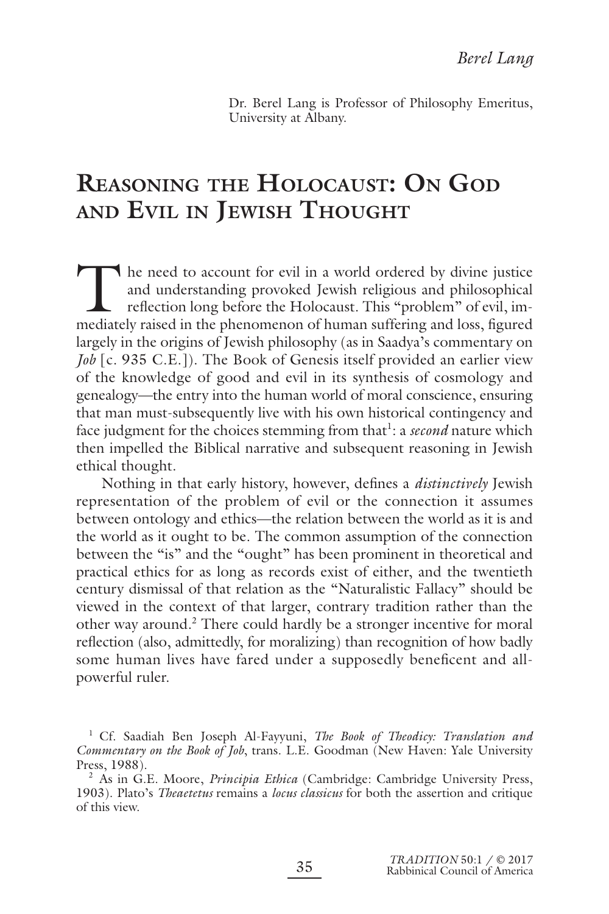Dr. Berel Lang is Professor of Philosophy Emeritus, University at Albany.

# Reasoning the Holocaust: On God and Evil in Jewish Thought

The need to account for evil in a world ordered by divine justice and understanding provoked Jewish religious and philosophical reflection long before the Holocaust. This "problem" of evil, immediately raised in the phenomenon of human suffering and loss, figured largely in the origins of Jewish philosophy (as in Saadya's commentary on *Job* [c. 935 C.E.]). The Book of Genesis itself provided an earlier view of the knowledge of good and evil in its synthesis of cosmology and genealogy—the entry into the human world of moral conscience, ensuring that man must-subsequently live with his own historical contingency and face judgment for the choices stemming from that[1]: a *second* nature which then impelled the Biblical narrative and subsequent reasoning in Jewish ethical thought.

Nothing in that early history, however, defines a *distinctively* Jewish representation of the problem of evil or the connection it assumes between ontology and ethics—the relation between the world as it is and the world as it ought to be. The common assumption of the connection between the "is" and the "ought" has been prominent in theoretical and practical ethics for as long as records exist of either, and the twentieth century dismissal of that relation as the "Naturalistic Fallacy" should be viewed in the context of that larger, contrary tradition rather than the other way around.[2] There could hardly be a stronger incentive for moral reflection (also, admittedly, for moralizing) than recognition of how badly some human lives have fared under a supposedly beneficent and all-powerful ruler.

[1] Cf. Saadiah Ben Joseph Al-Fayyuni, *The Book of Theodicy: Translation and Commentary on the Book of Job*, trans. L.E. Goodman (New Haven: Yale University Press, 1988).

[2] As in G.E. Moore, *Principia Ethica* (Cambridge: Cambridge University Press, 1903). Plato's *Theaetetus* remains a *locus classicus* for both the assertion and critique of this view.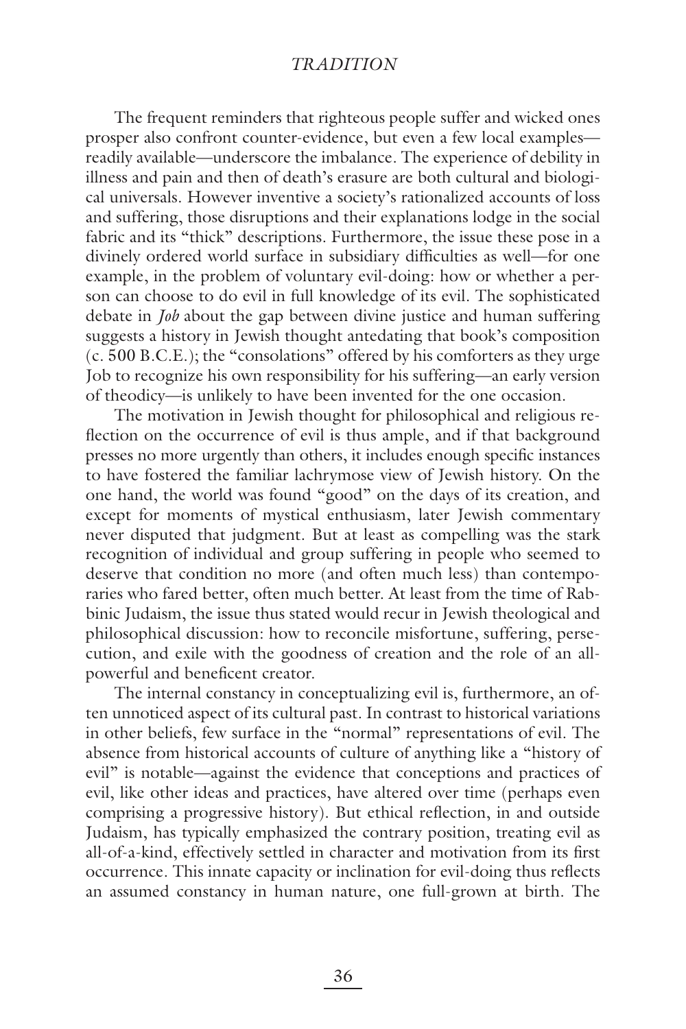The frequent reminders that righteous people suffer and wicked ones prosper also confront counter-evidence, but even a few local examples—readily available—underscore the imbalance. The experience of debility in illness and pain and then of death's erasure are both cultural and biological universals. However inventive a society's rationalized accounts of loss and suffering, those disruptions and their explanations lodge in the social fabric and its "thick" descriptions. Furthermore, the issue these pose in a divinely ordered world surface in subsidiary difficulties as well—for one example, in the problem of voluntary evil-doing: how or whether a person can choose to do evil in full knowledge of its evil. The sophisticated debate in *Job* about the gap between divine justice and human suffering suggests a history in Jewish thought antedating that book's composition (c. 500 B.C.E.); the "consolations" offered by his comforters as they urge Job to recognize his own responsibility for his suffering—an early version of theodicy—is unlikely to have been invented for the one occasion.

The motivation in Jewish thought for philosophical and religious reflection on the occurrence of evil is thus ample, and if that background presses no more urgently than others, it includes enough specific instances to have fostered the familiar lachrymose view of Jewish history. On the one hand, the world was found "good" on the days of its creation, and except for moments of mystical enthusiasm, later Jewish commentary never disputed that judgment. But at least as compelling was the stark recognition of individual and group suffering in people who seemed to deserve that condition no more (and often much less) than contemporaries who fared better, often much better. At least from the time of Rabbinic Judaism, the issue thus stated would recur in Jewish theological and philosophical discussion: how to reconcile misfortune, suffering, persecution, and exile with the goodness of creation and the role of an all-powerful and beneficent creator.

The internal constancy in conceptualizing evil is, furthermore, an often unnoticed aspect of its cultural past. In contrast to historical variations in other beliefs, few surface in the "normal" representations of evil. The absence from historical accounts of culture of anything like a "history of evil" is notable—against the evidence that conceptions and practices of evil, like other ideas and practices, have altered over time (perhaps even comprising a progressive history). But ethical reflection, in and outside Judaism, has typically emphasized the contrary position, treating evil as all-of-a-kind, effectively settled in character and motivation from its first occurrence. This innate capacity or inclination for evil-doing thus reflects an assumed constancy in human nature, one full-grown at birth. The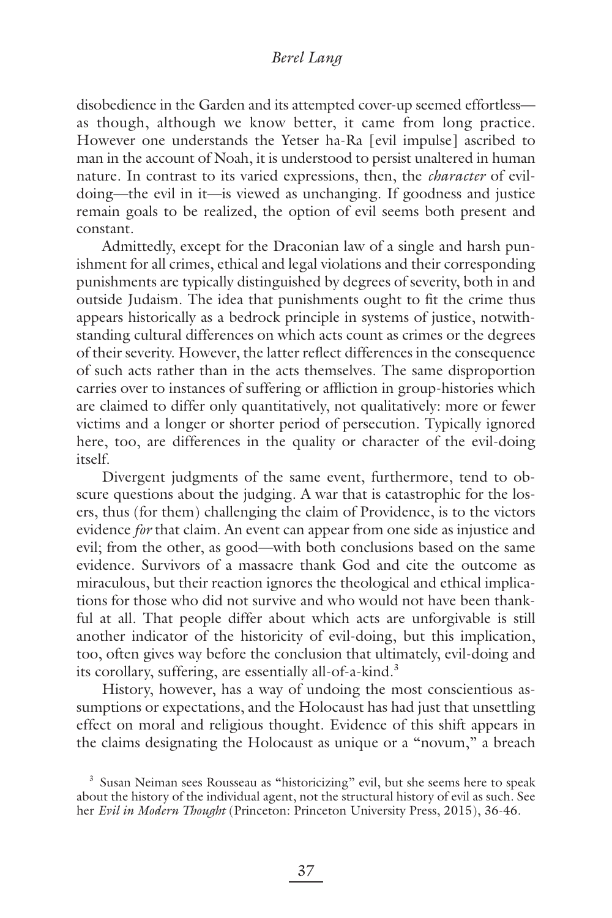disobedience in the Garden and its attempted cover-up seemed effortless—as though, although we know better, it came from long practice. However one understands the Yetser ha-Ra [evil impulse] ascribed to man in the account of Noah, it is understood to persist unaltered in human nature. In contrast to its varied expressions, then, the *character* of evil-doing—the evil in it—is viewed as unchanging. If goodness and justice remain goals to be realized, the option of evil seems both present and constant.

Admittedly, except for the Draconian law of a single and harsh punishment for all crimes, ethical and legal violations and their corresponding punishments are typically distinguished by degrees of severity, both in and outside Judaism. The idea that punishments ought to fit the crime thus appears historically as a bedrock principle in systems of justice, notwithstanding cultural differences on which acts count as crimes or the degrees of their severity. However, the latter reflect differences in the consequence of such acts rather than in the acts themselves. The same disproportion carries over to instances of suffering or affliction in group-histories which are claimed to differ only quantitatively, not qualitatively: more or fewer victims and a longer or shorter period of persecution. Typically ignored here, too, are differences in the quality or character of the evil-doing itself.

Divergent judgments of the same event, furthermore, tend to obscure questions about the judging. A war that is catastrophic for the losers, thus (for them) challenging the claim of Providence, is to the victors evidence *for* that claim. An event can appear from one side as injustice and evil; from the other, as good—with both conclusions based on the same evidence. Survivors of a massacre thank God and cite the outcome as miraculous, but their reaction ignores the theological and ethical implications for those who did not survive and who would not have been thankful at all. That people differ about which acts are unforgivable is still another indicator of the historicity of evil-doing, but this implication, too, often gives way before the conclusion that ultimately, evil-doing and its corollary, suffering, are essentially all-of-a-kind.[3]

History, however, has a way of undoing the most conscientious assumptions or expectations, and the Holocaust has had just that unsettling effect on moral and religious thought. Evidence of this shift appears in the claims designating the Holocaust as unique or a "novum," a breach

[3] Susan Neiman sees Rousseau as "historicizing" evil, but she seems here to speak about the history of the individual agent, not the structural history of evil as such. See her *Evil in Modern Thought* (Princeton: Princeton University Press, 2015), 36-46.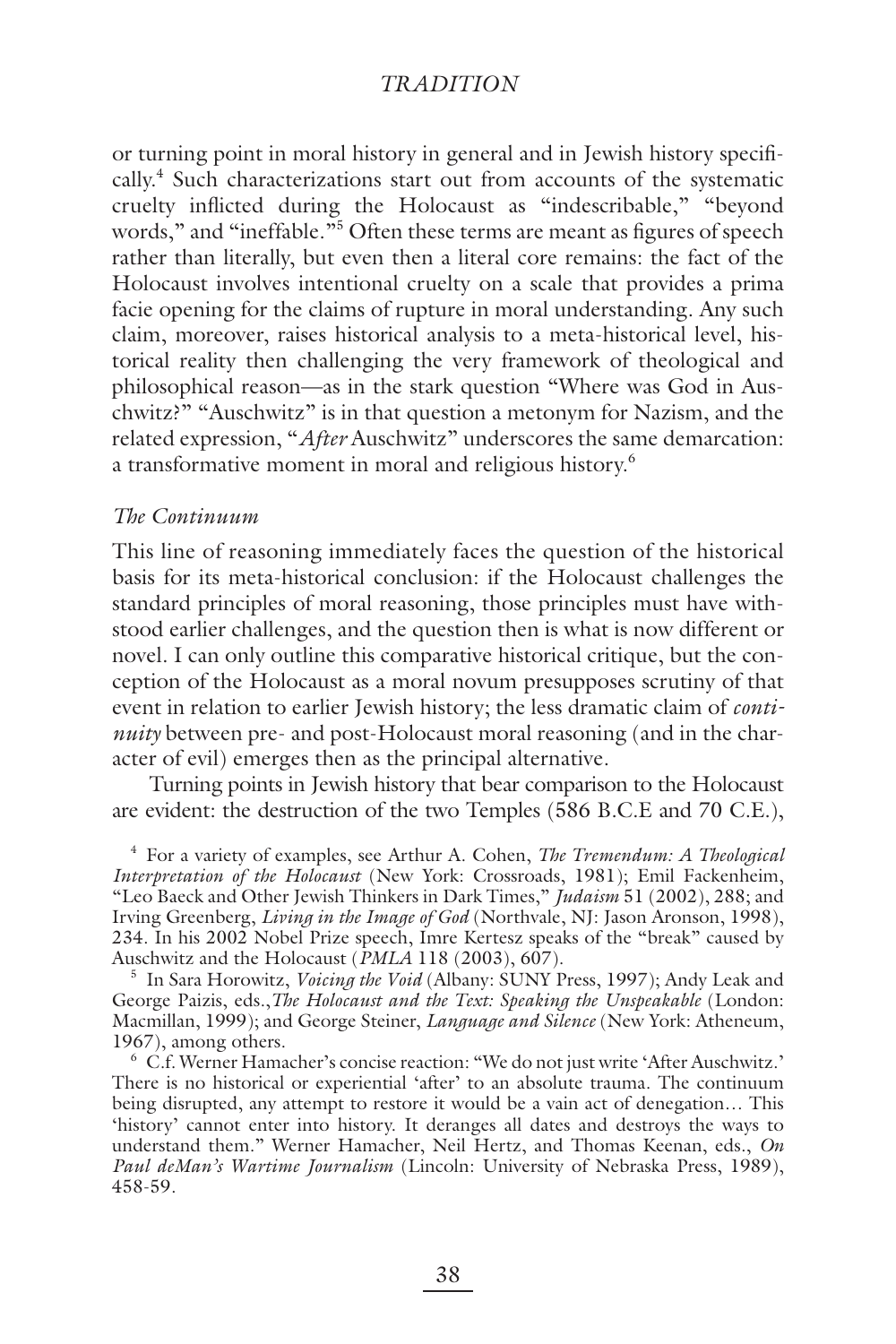or turning point in moral history in general and in Jewish history specifically.[4] Such characterizations start out from accounts of the systematic cruelty inflicted during the Holocaust as "indescribable," "beyond words," and "ineffable."[5] Often these terms are meant as figures of speech rather than literally, but even then a literal core remains: the fact of the Holocaust involves intentional cruelty on a scale that provides a prima facie opening for the claims of rupture in moral understanding. Any such claim, moreover, raises historical analysis to a meta-historical level, historical reality then challenging the very framework of theological and philosophical reason—as in the stark question "Where was God in Auschwitz?" "Auschwitz" is in that question a metonym for Nazism, and the related expression, "*After* Auschwitz" underscores the same demarcation: a transformative moment in moral and religious history.[6]

### *The Continuum*

This line of reasoning immediately faces the question of the historical basis for its meta-historical conclusion: if the Holocaust challenges the standard principles of moral reasoning, those principles must have withstood earlier challenges, and the question then is what is now different or novel. I can only outline this comparative historical critique, but the conception of the Holocaust as a moral novum presupposes scrutiny of that event in relation to earlier Jewish history; the less dramatic claim of *continuity* between pre- and post-Holocaust moral reasoning (and in the character of evil) emerges then as the principal alternative.

Turning points in Jewish history that bear comparison to the Holocaust are evident: the destruction of the two Temples (586 B.C.E and 70 C.E.),

---

[4] For a variety of examples, see Arthur A. Cohen, *The Tremendum: A Theological Interpretation of the Holocaust* (New York: Crossroads, 1981); Emil Fackenheim, "Leo Baeck and Other Jewish Thinkers in Dark Times," *Judaism* 51 (2002), 288; and Irving Greenberg, *Living in the Image of God* (Northvale, NJ: Jason Aronson, 1998), 234. In his 2002 Nobel Prize speech, Imre Kertesz speaks of the "break" caused by Auschwitz and the Holocaust (*PMLA* 118 (2003), 607).

[5] In Sara Horowitz, *Voicing the Void* (Albany: SUNY Press, 1997); Andy Leak and George Paizis, eds.,*The Holocaust and the Text: Speaking the Unspeakable* (London: Macmillan, 1999); and George Steiner, *Language and Silence* (New York: Atheneum, 1967), among others.

[6] C.f. Werner Hamacher's concise reaction: "We do not just write 'After Auschwitz.' There is no historical or experiential 'after' to an absolute trauma. The continuum being disrupted, any attempt to restore it would be a vain act of denegation… This 'history' cannot enter into history. It deranges all dates and destroys the ways to understand them." Werner Hamacher, Neil Hertz, and Thomas Keenan, eds., *On Paul deMan's Wartime Journalism* (Lincoln: University of Nebraska Press, 1989), 458-59.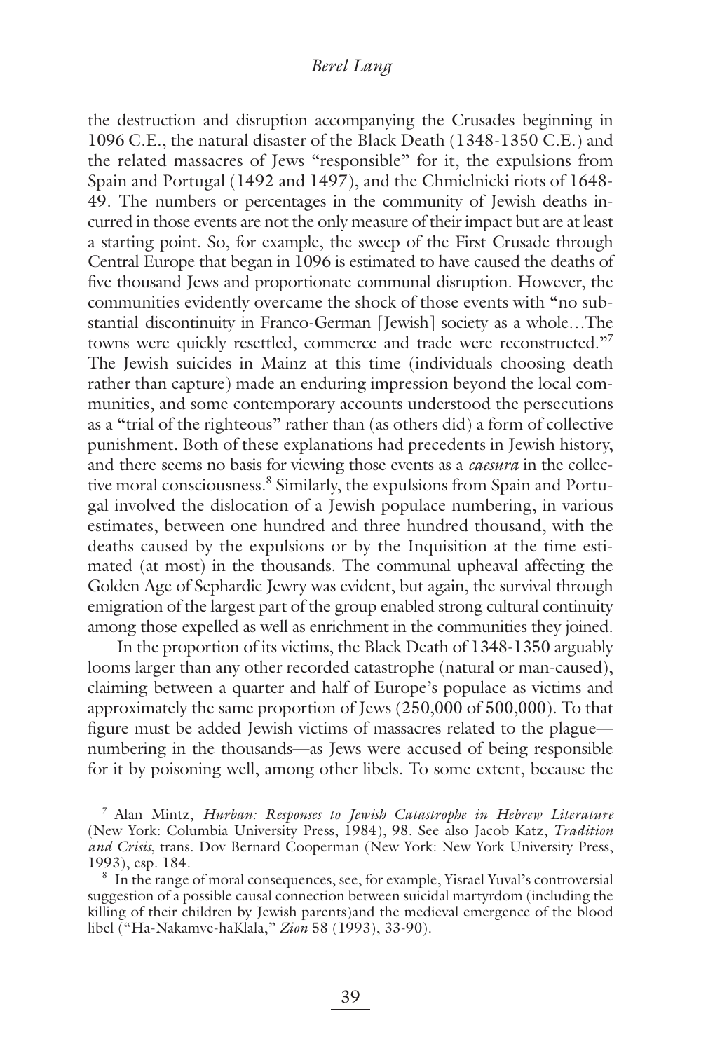the destruction and disruption accompanying the Crusades beginning in 1096 C.E., the natural disaster of the Black Death (1348-1350 C.E.) and the related massacres of Jews "responsible" for it, the expulsions from Spain and Portugal (1492 and 1497), and the Chmielnicki riots of 1648-49. The numbers or percentages in the community of Jewish deaths incurred in those events are not the only measure of their impact but are at least a starting point. So, for example, the sweep of the First Crusade through Central Europe that began in 1096 is estimated to have caused the deaths of five thousand Jews and proportionate communal disruption. However, the communities evidently overcame the shock of those events with "no substantial discontinuity in Franco-German [Jewish] society as a whole…The towns were quickly resettled, commerce and trade were reconstructed."[7] The Jewish suicides in Mainz at this time (individuals choosing death rather than capture) made an enduring impression beyond the local communities, and some contemporary accounts understood the persecutions as a "trial of the righteous" rather than (as others did) a form of collective punishment. Both of these explanations had precedents in Jewish history, and there seems no basis for viewing those events as a *caesura* in the collective moral consciousness.[8] Similarly, the expulsions from Spain and Portugal involved the dislocation of a Jewish populace numbering, in various estimates, between one hundred and three hundred thousand, with the deaths caused by the expulsions or by the Inquisition at the time estimated (at most) in the thousands. The communal upheaval affecting the Golden Age of Sephardic Jewry was evident, but again, the survival through emigration of the largest part of the group enabled strong cultural continuity among those expelled as well as enrichment in the communities they joined.

In the proportion of its victims, the Black Death of 1348-1350 arguably looms larger than any other recorded catastrophe (natural or man-caused), claiming between a quarter and half of Europe's populace as victims and approximately the same proportion of Jews (250,000 of 500,000). To that figure must be added Jewish victims of massacres related to the plague—numbering in the thousands—as Jews were accused of being responsible for it by poisoning well, among other libels. To some extent, because the

[7] Alan Mintz, *Hurban: Responses to Jewish Catastrophe in Hebrew Literature* (New York: Columbia University Press, 1984), 98. See also Jacob Katz, *Tradition and Crisis*, trans. Dov Bernard Cooperman (New York: New York University Press, 1993), esp. 184.

[8] In the range of moral consequences, see, for example, Yisrael Yuval's controversial suggestion of a possible causal connection between suicidal martyrdom (including the killing of their children by Jewish parents)and the medieval emergence of the blood libel ("Ha-Nakamve-haKlala," *Zion* 58 (1993), 33-90).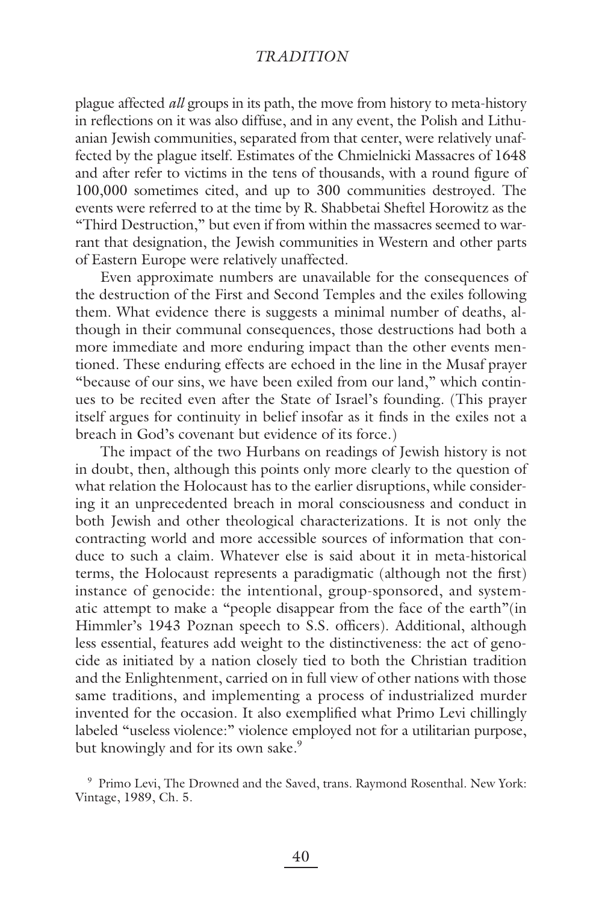plague affected *all* groups in its path, the move from history to meta-history in reflections on it was also diffuse, and in any event, the Polish and Lithuanian Jewish communities, separated from that center, were relatively unaffected by the plague itself. Estimates of the Chmielnicki Massacres of 1648 and after refer to victims in the tens of thousands, with a round figure of 100,000 sometimes cited, and up to 300 communities destroyed. The events were referred to at the time by R. Shabbetai Sheftel Horowitz as the "Third Destruction," but even if from within the massacres seemed to warrant that designation, the Jewish communities in Western and other parts of Eastern Europe were relatively unaffected.

Even approximate numbers are unavailable for the consequences of the destruction of the First and Second Temples and the exiles following them. What evidence there is suggests a minimal number of deaths, although in their communal consequences, those destructions had both a more immediate and more enduring impact than the other events mentioned. These enduring effects are echoed in the line in the Musaf prayer "because of our sins, we have been exiled from our land," which continues to be recited even after the State of Israel's founding. (This prayer itself argues for continuity in belief insofar as it finds in the exiles not a breach in God's covenant but evidence of its force.)

The impact of the two Hurbans on readings of Jewish history is not in doubt, then, although this points only more clearly to the question of what relation the Holocaust has to the earlier disruptions, while considering it an unprecedented breach in moral consciousness and conduct in both Jewish and other theological characterizations. It is not only the contracting world and more accessible sources of information that conduce to such a claim. Whatever else is said about it in meta-historical terms, the Holocaust represents a paradigmatic (although not the first) instance of genocide: the intentional, group-sponsored, and systematic attempt to make a "people disappear from the face of the earth"(in Himmler's 1943 Poznan speech to S.S. officers). Additional, although less essential, features add weight to the distinctiveness: the act of genocide as initiated by a nation closely tied to both the Christian tradition and the Enlightenment, carried on in full view of other nations with those same traditions, and implementing a process of industrialized murder invented for the occasion. It also exemplified what Primo Levi chillingly labeled "useless violence:" violence employed not for a utilitarian purpose, but knowingly and for its own sake.[9]

[9] Primo Levi, The Drowned and the Saved, trans. Raymond Rosenthal. New York: Vintage, 1989, Ch. 5.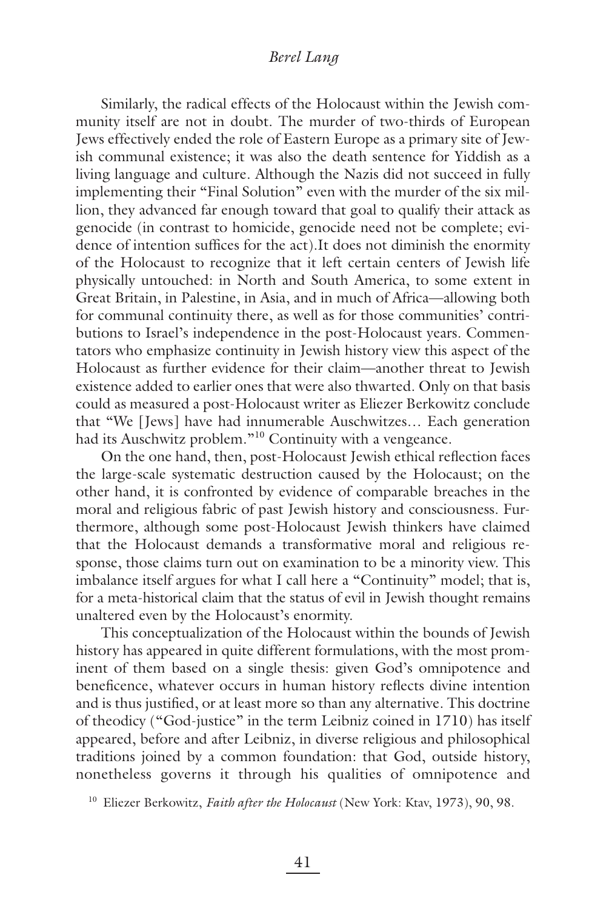Similarly, the radical effects of the Holocaust within the Jewish community itself are not in doubt. The murder of two-thirds of European Jews effectively ended the role of Eastern Europe as a primary site of Jewish communal existence; it was also the death sentence for Yiddish as a living language and culture. Although the Nazis did not succeed in fully implementing their "Final Solution" even with the murder of the six million, they advanced far enough toward that goal to qualify their attack as genocide (in contrast to homicide, genocide need not be complete; evidence of intention suffices for the act).It does not diminish the enormity of the Holocaust to recognize that it left certain centers of Jewish life physically untouched: in North and South America, to some extent in Great Britain, in Palestine, in Asia, and in much of Africa—allowing both for communal continuity there, as well as for those communities' contributions to Israel's independence in the post-Holocaust years. Commentators who emphasize continuity in Jewish history view this aspect of the Holocaust as further evidence for their claim—another threat to Jewish existence added to earlier ones that were also thwarted. Only on that basis could as measured a post-Holocaust writer as Eliezer Berkowitz conclude that "We [Jews] have had innumerable Auschwitzes… Each generation had its Auschwitz problem."[10] Continuity with a vengeance.

On the one hand, then, post-Holocaust Jewish ethical reflection faces the large-scale systematic destruction caused by the Holocaust; on the other hand, it is confronted by evidence of comparable breaches in the moral and religious fabric of past Jewish history and consciousness. Furthermore, although some post-Holocaust Jewish thinkers have claimed that the Holocaust demands a transformative moral and religious response, those claims turn out on examination to be a minority view. This imbalance itself argues for what I call here a "Continuity" model; that is, for a meta-historical claim that the status of evil in Jewish thought remains unaltered even by the Holocaust's enormity.

This conceptualization of the Holocaust within the bounds of Jewish history has appeared in quite different formulations, with the most prominent of them based on a single thesis: given God's omnipotence and beneficence, whatever occurs in human history reflects divine intention and is thus justified, or at least more so than any alternative. This doctrine of theodicy ("God-justice" in the term Leibniz coined in 1710) has itself appeared, before and after Leibniz, in diverse religious and philosophical traditions joined by a common foundation: that God, outside history, nonetheless governs it through his qualities of omnipotence and

[10] Eliezer Berkowitz, *Faith after the Holocaust* (New York: Ktav, 1973), 90, 98.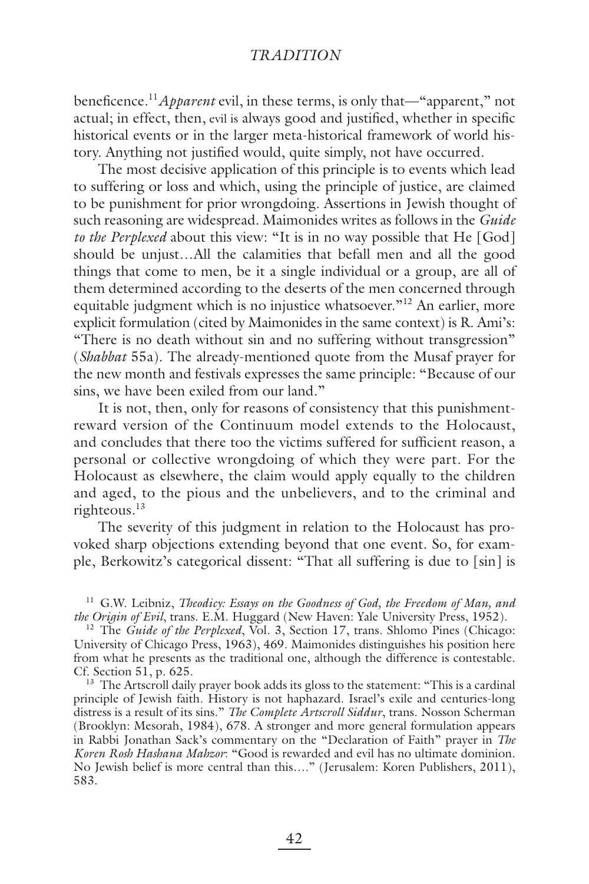beneficence.[11] *Apparent* evil, in these terms, is only that—"apparent," not actual; in effect, then, evil is always good and justified, whether in specific historical events or in the larger meta-historical framework of world history. Anything not justified would, quite simply, not have occurred.

The most decisive application of this principle is to events which lead to suffering or loss and which, using the principle of justice, are claimed to be punishment for prior wrongdoing. Assertions in Jewish thought of such reasoning are widespread. Maimonides writes as follows in the *Guide to the Perplexed* about this view: "It is in no way possible that He [God] should be unjust…All the calamities that befall men and all the good things that come to men, be it a single individual or a group, are all of them determined according to the deserts of the men concerned through equitable judgment which is no injustice whatsoever."[12] An earlier, more explicit formulation (cited by Maimonides in the same context) is R. Ami's: "There is no death without sin and no suffering without transgression" (*Shabbat* 55a). The already-mentioned quote from the Musaf prayer for the new month and festivals expresses the same principle: "Because of our sins, we have been exiled from our land."

It is not, then, only for reasons of consistency that this punishment-reward version of the Continuum model extends to the Holocaust, and concludes that there too the victims suffered for sufficient reason, a personal or collective wrongdoing of which they were part. For the Holocaust as elsewhere, the claim would apply equally to the children and aged, to the pious and the unbelievers, and to the criminal and righteous.[13]

The severity of this judgment in relation to the Holocaust has provoked sharp objections extending beyond that one event. So, for example, Berkowitz's categorical dissent: "That all suffering is due to [sin] is

---

[11] G.W. Leibniz, *Theodicy: Essays on the Goodness of God, the Freedom of Man, and the Origin of Evil*, trans. E.M. Huggard (New Haven: Yale University Press, 1952).

[12] The *Guide of the Perplexed*, Vol. 3, Section 17, trans. Shlomo Pines (Chicago: University of Chicago Press, 1963), 469. Maimonides distinguishes his position here from what he presents as the traditional one, although the difference is contestable. Cf. Section 51, p. 625.

[13] The Artscroll daily prayer book adds its gloss to the statement: "This is a cardinal principle of Jewish faith. History is not haphazard. Israel's exile and centuries-long distress is a result of its sins." *The Complete Artscroll Siddur*, trans. Nosson Scherman (Brooklyn: Mesorah, 1984), 678. A stronger and more general formulation appears in Rabbi Jonathan Sack's commentary on the "Declaration of Faith" prayer in *The Koren Rosh Hashana Mahzor*: "Good is rewarded and evil has no ultimate dominion. No Jewish belief is more central than this…." (Jerusalem: Koren Publishers, 2011), 583.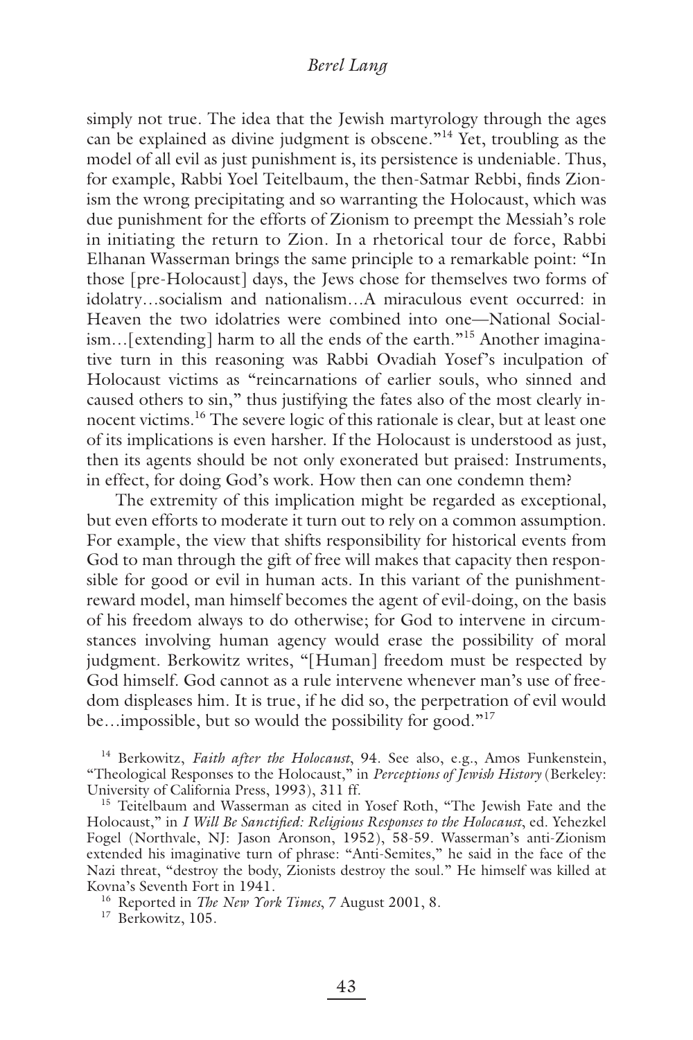simply not true. The idea that the Jewish martyrology through the ages can be explained as divine judgment is obscene."[14] Yet, troubling as the model of all evil as just punishment is, its persistence is undeniable. Thus, for example, Rabbi Yoel Teitelbaum, the then-Satmar Rebbi, finds Zionism the wrong precipitating and so warranting the Holocaust, which was due punishment for the efforts of Zionism to preempt the Messiah's role in initiating the return to Zion. In a rhetorical tour de force, Rabbi Elhanan Wasserman brings the same principle to a remarkable point: "In those [pre-Holocaust] days, the Jews chose for themselves two forms of idolatry…socialism and nationalism…A miraculous event occurred: in Heaven the two idolatries were combined into one—National Socialism…[extending] harm to all the ends of the earth."[15] Another imaginative turn in this reasoning was Rabbi Ovadiah Yosef's inculpation of Holocaust victims as "reincarnations of earlier souls, who sinned and caused others to sin," thus justifying the fates also of the most clearly innocent victims.[16] The severe logic of this rationale is clear, but at least one of its implications is even harsher. If the Holocaust is understood as just, then its agents should be not only exonerated but praised: Instruments, in effect, for doing God's work. How then can one condemn them?

The extremity of this implication might be regarded as exceptional, but even efforts to moderate it turn out to rely on a common assumption. For example, the view that shifts responsibility for historical events from God to man through the gift of free will makes that capacity then responsible for good or evil in human acts. In this variant of the punishment-reward model, man himself becomes the agent of evil-doing, on the basis of his freedom always to do otherwise; for God to intervene in circumstances involving human agency would erase the possibility of moral judgment. Berkowitz writes, "[Human] freedom must be respected by God himself. God cannot as a rule intervene whenever man's use of freedom displeases him. It is true, if he did so, the perpetration of evil would be…impossible, but so would the possibility for good."[17]

[14] Berkowitz, *Faith after the Holocaust*, 94. See also, e.g., Amos Funkenstein, "Theological Responses to the Holocaust," in *Perceptions of Jewish History* (Berkeley: University of California Press, 1993), 311 ff.

[15] Teitelbaum and Wasserman as cited in Yosef Roth, "The Jewish Fate and the Holocaust," in *I Will Be Sanctified: Religious Responses to the Holocaust*, ed. Yehezkel Fogel (Northvale, NJ: Jason Aronson, 1952), 58-59. Wasserman's anti-Zionism extended his imaginative turn of phrase: "Anti-Semites," he said in the face of the Nazi threat, "destroy the body, Zionists destroy the soul." He himself was killed at Kovna's Seventh Fort in 1941.

[16] Reported in *The New York Times*, 7 August 2001, 8.

[17] Berkowitz, 105.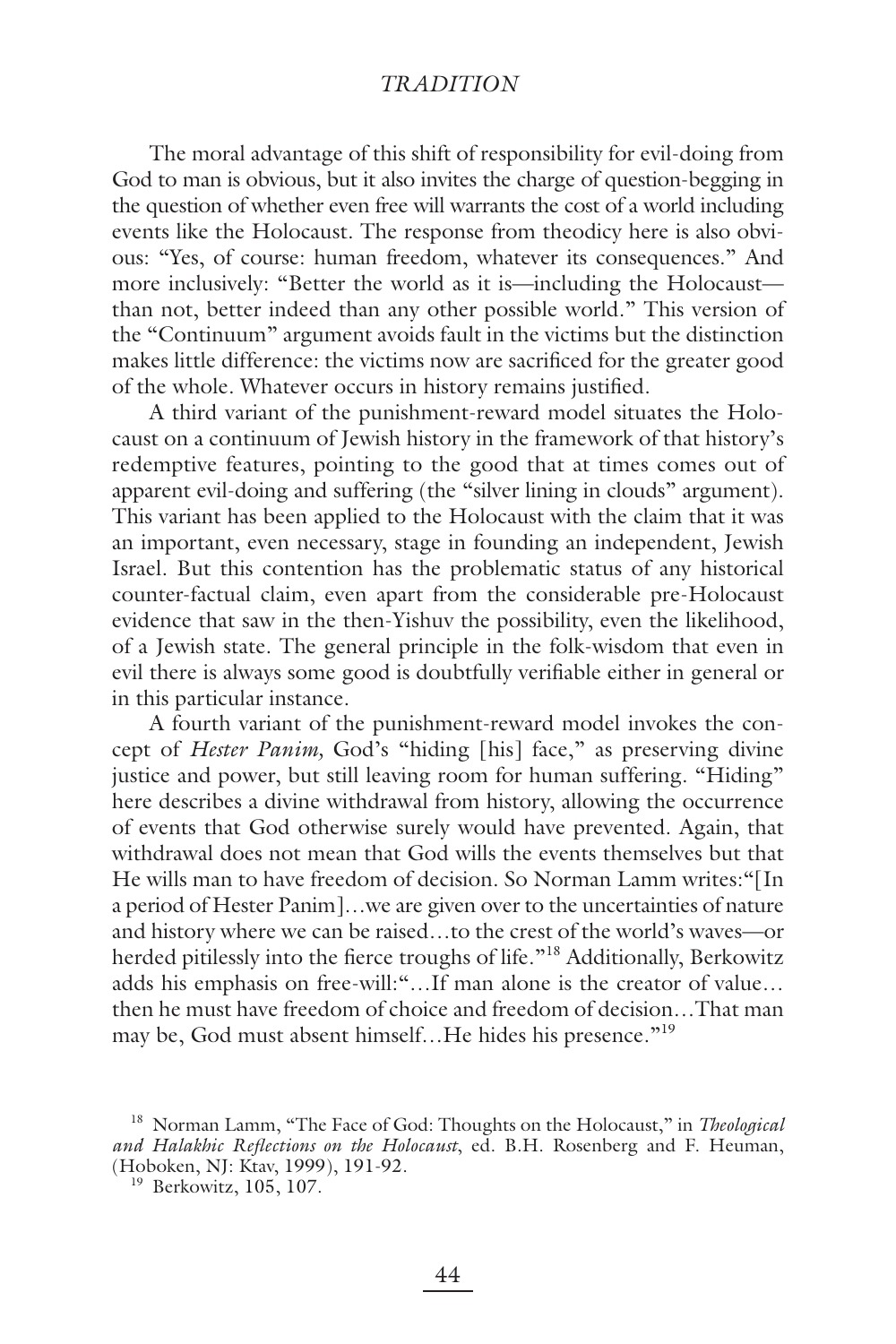The moral advantage of this shift of responsibility for evil-doing from God to man is obvious, but it also invites the charge of question-begging in the question of whether even free will warrants the cost of a world including events like the Holocaust. The response from theodicy here is also obvious: "Yes, of course: human freedom, whatever its consequences." And more inclusively: "Better the world as it is—including the Holocaust—than not, better indeed than any other possible world." This version of the "Continuum" argument avoids fault in the victims but the distinction makes little difference: the victims now are sacrificed for the greater good of the whole. Whatever occurs in history remains justified.

A third variant of the punishment-reward model situates the Holocaust on a continuum of Jewish history in the framework of that history's redemptive features, pointing to the good that at times comes out of apparent evil-doing and suffering (the "silver lining in clouds" argument). This variant has been applied to the Holocaust with the claim that it was an important, even necessary, stage in founding an independent, Jewish Israel. But this contention has the problematic status of any historical counter-factual claim, even apart from the considerable pre-Holocaust evidence that saw in the then-Yishuv the possibility, even the likelihood, of a Jewish state. The general principle in the folk-wisdom that even in evil there is always some good is doubtfully verifiable either in general or in this particular instance.

A fourth variant of the punishment-reward model invokes the concept of *Hester Panim,* God's "hiding [his] face," as preserving divine justice and power, but still leaving room for human suffering. "Hiding" here describes a divine withdrawal from history, allowing the occurrence of events that God otherwise surely would have prevented. Again, that withdrawal does not mean that God wills the events themselves but that He wills man to have freedom of decision. So Norman Lamm writes:"[In a period of Hester Panim]…we are given over to the uncertainties of nature and history where we can be raised…to the crest of the world's waves—or herded pitilessly into the fierce troughs of life."[18] Additionally, Berkowitz adds his emphasis on free-will:"…If man alone is the creator of value…then he must have freedom of choice and freedom of decision…That man may be, God must absent himself…He hides his presence."[19]

[18] Norman Lamm, "The Face of God: Thoughts on the Holocaust," in *Theological and Halakhic Reflections on the Holocaust*, ed. B.H. Rosenberg and F. Heuman, (Hoboken, NJ: Ktav, 1999), 191-92.

[19] Berkowitz, 105, 107.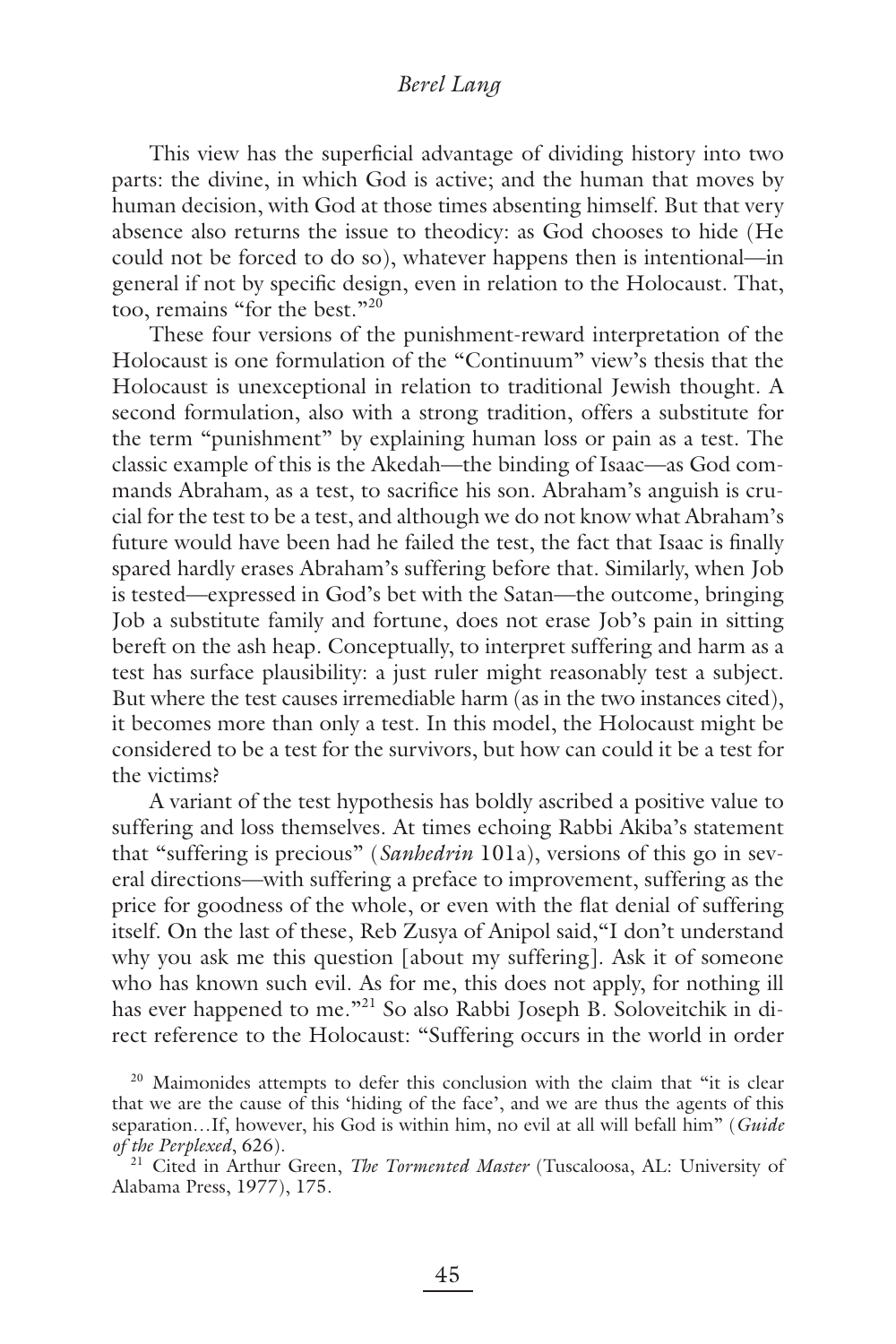This view has the superficial advantage of dividing history into two parts: the divine, in which God is active; and the human that moves by human decision, with God at those times absenting himself. But that very absence also returns the issue to theodicy: as God chooses to hide (He could not be forced to do so), whatever happens then is intentional—in general if not by specific design, even in relation to the Holocaust. That, too, remains "for the best."[20]

These four versions of the punishment-reward interpretation of the Holocaust is one formulation of the "Continuum" view's thesis that the Holocaust is unexceptional in relation to traditional Jewish thought. A second formulation, also with a strong tradition, offers a substitute for the term "punishment" by explaining human loss or pain as a test. The classic example of this is the Akedah—the binding of Isaac—as God commands Abraham, as a test, to sacrifice his son. Abraham's anguish is crucial for the test to be a test, and although we do not know what Abraham's future would have been had he failed the test, the fact that Isaac is finally spared hardly erases Abraham's suffering before that. Similarly, when Job is tested—expressed in God's bet with the Satan—the outcome, bringing Job a substitute family and fortune, does not erase Job's pain in sitting bereft on the ash heap. Conceptually, to interpret suffering and harm as a test has surface plausibility: a just ruler might reasonably test a subject. But where the test causes irremediable harm (as in the two instances cited), it becomes more than only a test. In this model, the Holocaust might be considered to be a test for the survivors, but how can could it be a test for the victims?

A variant of the test hypothesis has boldly ascribed a positive value to suffering and loss themselves. At times echoing Rabbi Akiba's statement that "suffering is precious" (*Sanhedrin* 101a), versions of this go in several directions—with suffering a preface to improvement, suffering as the price for goodness of the whole, or even with the flat denial of suffering itself. On the last of these, Reb Zusya of Anipol said, "I don't understand why you ask me this question [about my suffering]. Ask it of someone who has known such evil. As for me, this does not apply, for nothing ill has ever happened to me."[21] So also Rabbi Joseph B. Soloveitchik in direct reference to the Holocaust: "Suffering occurs in the world in order

[20] Maimonides attempts to defer this conclusion with the claim that "it is clear that we are the cause of this 'hiding of the face', and we are thus the agents of this separation...If, however, his God is within him, no evil at all will befall him" (*Guide of the Perplexed*, 626).

[21] Cited in Arthur Green, *The Tormented Master* (Tuscaloosa, AL: University of Alabama Press, 1977), 175.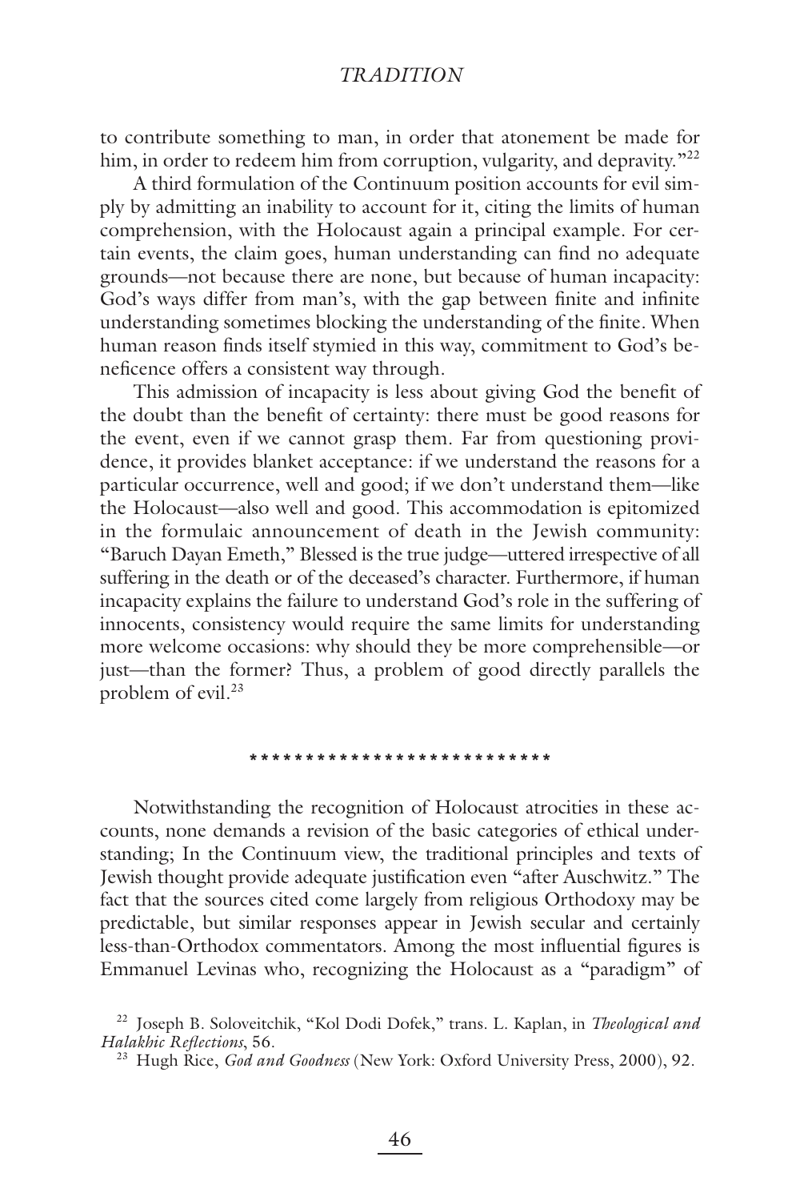to contribute something to man, in order that atonement be made for him, in order to redeem him from corruption, vulgarity, and depravity."[22]

A third formulation of the Continuum position accounts for evil simply by admitting an inability to account for it, citing the limits of human comprehension, with the Holocaust again a principal example. For certain events, the claim goes, human understanding can find no adequate grounds—not because there are none, but because of human incapacity: God's ways differ from man's, with the gap between finite and infinite understanding sometimes blocking the understanding of the finite. When human reason finds itself stymied in this way, commitment to God's beneficence offers a consistent way through.

This admission of incapacity is less about giving God the benefit of the doubt than the benefit of certainty: there must be good reasons for the event, even if we cannot grasp them. Far from questioning providence, it provides blanket acceptance: if we understand the reasons for a particular occurrence, well and good; if we don't understand them—like the Holocaust—also well and good. This accommodation is epitomized in the formulaic announcement of death in the Jewish community: "Baruch Dayan Emeth," Blessed is the true judge—uttered irrespective of all suffering in the death or of the deceased's character. Furthermore, if human incapacity explains the failure to understand God's role in the suffering of innocents, consistency would require the same limits for understanding more welcome occasions: why should they be more comprehensible—or just—than the former? Thus, a problem of good directly parallels the problem of evil.[23]

***************************

Notwithstanding the recognition of Holocaust atrocities in these accounts, none demands a revision of the basic categories of ethical understanding; In the Continuum view, the traditional principles and texts of Jewish thought provide adequate justification even "after Auschwitz." The fact that the sources cited come largely from religious Orthodoxy may be predictable, but similar responses appear in Jewish secular and certainly less-than-Orthodox commentators. Among the most influential figures is Emmanuel Levinas who, recognizing the Holocaust as a "paradigm" of

[22] Joseph B. Soloveitchik, "Kol Dodi Dofek," trans. L. Kaplan, in *Theological and Halakhic Reflections*, 56.

[23] Hugh Rice, *God and Goodness* (New York: Oxford University Press, 2000), 92.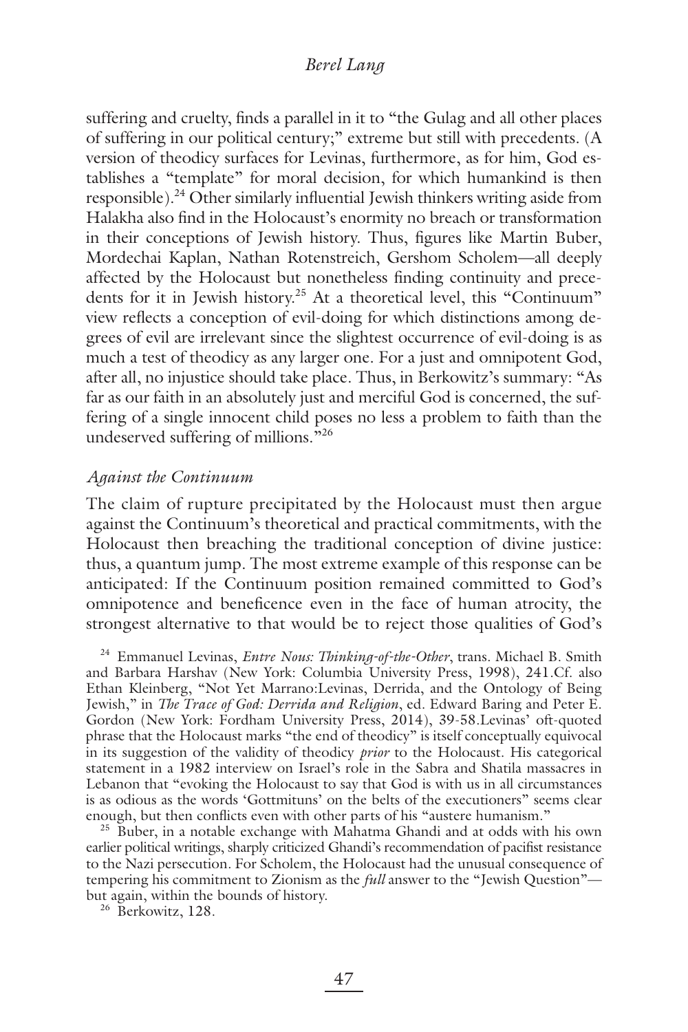suffering and cruelty, finds a parallel in it to "the Gulag and all other places of suffering in our political century;" extreme but still with precedents. (A version of theodicy surfaces for Levinas, furthermore, as for him, God establishes a "template" for moral decision, for which humankind is then responsible).[24] Other similarly influential Jewish thinkers writing aside from Halakha also find in the Holocaust's enormity no breach or transformation in their conceptions of Jewish history. Thus, figures like Martin Buber, Mordechai Kaplan, Nathan Rotenstreich, Gershom Scholem—all deeply affected by the Holocaust but nonetheless finding continuity and precedents for it in Jewish history.[25] At a theoretical level, this "Continuum" view reflects a conception of evil-doing for which distinctions among degrees of evil are irrelevant since the slightest occurrence of evil-doing is as much a test of theodicy as any larger one. For a just and omnipotent God, after all, no injustice should take place. Thus, in Berkowitz's summary: "As far as our faith in an absolutely just and merciful God is concerned, the suffering of a single innocent child poses no less a problem to faith than the undeserved suffering of millions."[26]

### *Against the Continuum*

The claim of rupture precipitated by the Holocaust must then argue against the Continuum's theoretical and practical commitments, with the Holocaust then breaching the traditional conception of divine justice: thus, a quantum jump. The most extreme example of this response can be anticipated: If the Continuum position remained committed to God's omnipotence and beneficence even in the face of human atrocity, the strongest alternative to that would be to reject those qualities of God's

---

[24] Emmanuel Levinas, *Entre Nous: Thinking-of-the-Other*, trans. Michael B. Smith and Barbara Harshav (New York: Columbia University Press, 1998), 241.Cf. also Ethan Kleinberg, "Not Yet Marrano:Levinas, Derrida, and the Ontology of Being Jewish," in *The Trace of God: Derrida and Religion*, ed. Edward Baring and Peter E. Gordon (New York: Fordham University Press, 2014), 39-58.Levinas' oft-quoted phrase that the Holocaust marks "the end of theodicy" is itself conceptually equivocal in its suggestion of the validity of theodicy *prior* to the Holocaust. His categorical statement in a 1982 interview on Israel's role in the Sabra and Shatila massacres in Lebanon that "evoking the Holocaust to say that God is with us in all circumstances is as odious as the words 'Gottmituns' on the belts of the executioners" seems clear enough, but then conflicts even with other parts of his "austere humanism."

[25] Buber, in a notable exchange with Mahatma Ghandi and at odds with his own earlier political writings, sharply criticized Ghandi's recommendation of pacifist resistance to the Nazi persecution. For Scholem, the Holocaust had the unusual consequence of tempering his commitment to Zionism as the *full* answer to the "Jewish Question"—but again, within the bounds of history.

[26] Berkowitz, 128.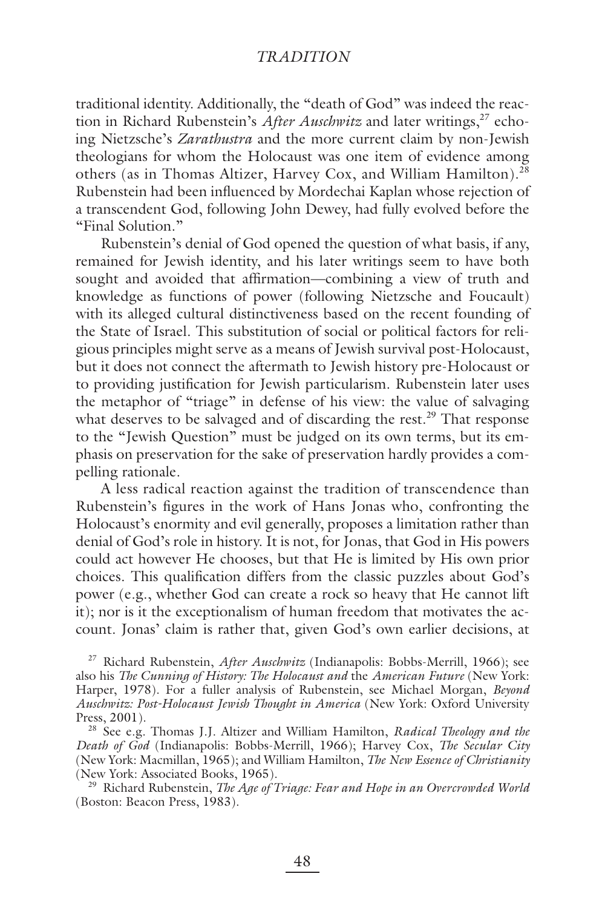traditional identity. Additionally, the "death of God" was indeed the reaction in Richard Rubenstein's *After Auschwitz* and later writings,[27] echoing Nietzsche's *Zarathustra* and the more current claim by non-Jewish theologians for whom the Holocaust was one item of evidence among others (as in Thomas Altizer, Harvey Cox, and William Hamilton).[28] Rubenstein had been influenced by Mordechai Kaplan whose rejection of a transcendent God, following John Dewey, had fully evolved before the "Final Solution."

Rubenstein's denial of God opened the question of what basis, if any, remained for Jewish identity, and his later writings seem to have both sought and avoided that affirmation—combining a view of truth and knowledge as functions of power (following Nietzsche and Foucault) with its alleged cultural distinctiveness based on the recent founding of the State of Israel. This substitution of social or political factors for religious principles might serve as a means of Jewish survival post-Holocaust, but it does not connect the aftermath to Jewish history pre-Holocaust or to providing justification for Jewish particularism. Rubenstein later uses the metaphor of "triage" in defense of his view: the value of salvaging what deserves to be salvaged and of discarding the rest.[29] That response to the "Jewish Question" must be judged on its own terms, but its emphasis on preservation for the sake of preservation hardly provides a compelling rationale.

A less radical reaction against the tradition of transcendence than Rubenstein's figures in the work of Hans Jonas who, confronting the Holocaust's enormity and evil generally, proposes a limitation rather than denial of God's role in history. It is not, for Jonas, that God in His powers could act however He chooses, but that He is limited by His own prior choices. This qualification differs from the classic puzzles about God's power (e.g., whether God can create a rock so heavy that He cannot lift it); nor is it the exceptionalism of human freedom that motivates the account. Jonas' claim is rather that, given God's own earlier decisions, at

[27] Richard Rubenstein, *After Auschwitz* (Indianapolis: Bobbs-Merrill, 1966); see also his *The Cunning of History: The Holocaust and* the *American Future* (New York: Harper, 1978). For a fuller analysis of Rubenstein, see Michael Morgan, *Beyond Auschwitz: Post-Holocaust Jewish Thought in America* (New York: Oxford University Press, 2001).

[28] See e.g. Thomas J.J. Altizer and William Hamilton, *Radical Theology and the Death of God* (Indianapolis: Bobbs-Merrill, 1966); Harvey Cox, *The Secular City* (New York: Macmillan, 1965); and William Hamilton, *The New Essence of Christianity* (New York: Associated Books, 1965).

[29] Richard Rubenstein, *The Age of Triage: Fear and Hope in an Overcrowded World* (Boston: Beacon Press, 1983).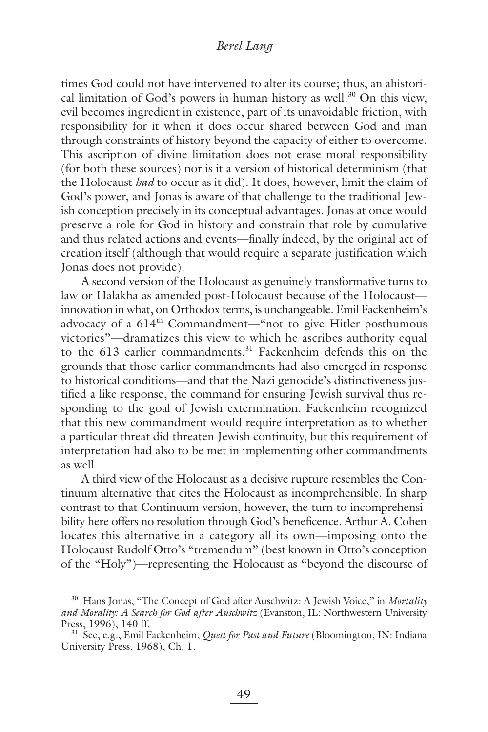times God could not have intervened to alter its course; thus, an ahistorical limitation of God's powers in human history as well.[30] On this view, evil becomes ingredient in existence, part of its unavoidable friction, with responsibility for it when it does occur shared between God and man through constraints of history beyond the capacity of either to overcome. This ascription of divine limitation does not erase moral responsibility (for both these sources) nor is it a version of historical determinism (that the Holocaust *had* to occur as it did). It does, however, limit the claim of God's power, and Jonas is aware of that challenge to the traditional Jewish conception precisely in its conceptual advantages. Jonas at once would preserve a role for God in history and constrain that role by cumulative and thus related actions and events—finally indeed, by the original act of creation itself (although that would require a separate justification which Jonas does not provide).

A second version of the Holocaust as genuinely transformative turns to law or Halakha as amended post-Holocaust because of the Holocaust—innovation in what, on Orthodox terms, is unchangeable. Emil Fackenheim's advocacy of a 614th Commandment—"not to give Hitler posthumous victories"—dramatizes this view to which he ascribes authority equal to the 613 earlier commandments.[31] Fackenheim defends this on the grounds that those earlier commandments had also emerged in response to historical conditions—and that the Nazi genocide's distinctiveness justified a like response, the command for ensuring Jewish survival thus responding to the goal of Jewish extermination. Fackenheim recognized that this new commandment would require interpretation as to whether a particular threat did threaten Jewish continuity, but this requirement of interpretation had also to be met in implementing other commandments as well.

A third view of the Holocaust as a decisive rupture resembles the Continuum alternative that cites the Holocaust as incomprehensible. In sharp contrast to that Continuum version, however, the turn to incomprehensibility here offers no resolution through God's beneficence. Arthur A. Cohen locates this alternative in a category all its own—imposing onto the Holocaust Rudolf Otto's "tremendum" (best known in Otto's conception of the "Holy")—representing the Holocaust as "beyond the discourse of

[30] Hans Jonas, "The Concept of God after Auschwitz: A Jewish Voice," in *Mortality and Morality: A Search for God after Auschwitz* (Evanston, IL: Northwestern University Press, 1996), 140 ff.

[31] See, e.g., Emil Fackenheim, *Quest for Past and Future* (Bloomington, IN: Indiana University Press, 1968), Ch. 1.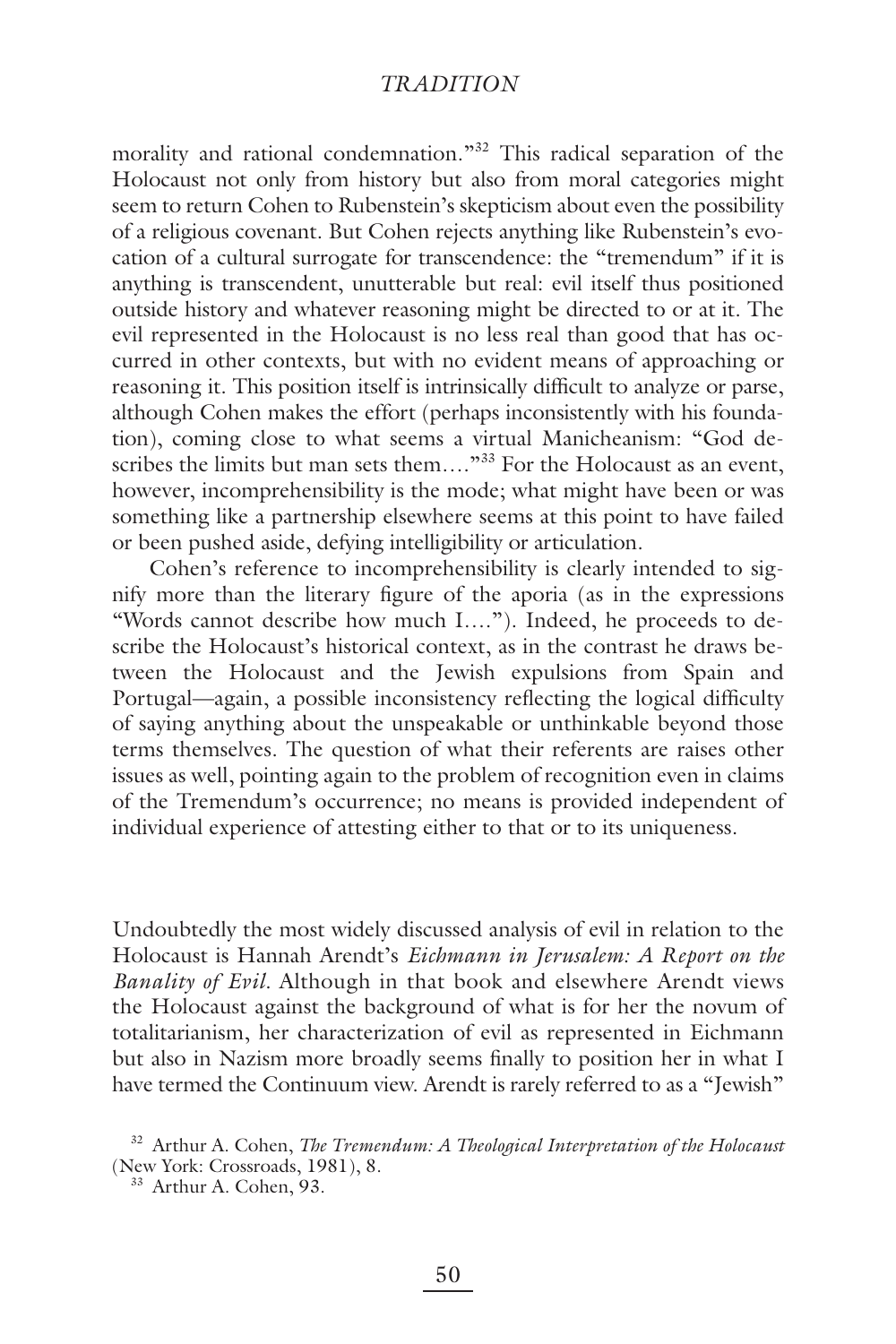morality and rational condemnation."[32] This radical separation of the Holocaust not only from history but also from moral categories might seem to return Cohen to Rubenstein's skepticism about even the possibility of a religious covenant. But Cohen rejects anything like Rubenstein's evocation of a cultural surrogate for transcendence: the "tremendum" if it is anything is transcendent, unutterable but real: evil itself thus positioned outside history and whatever reasoning might be directed to or at it. The evil represented in the Holocaust is no less real than good that has occurred in other contexts, but with no evident means of approaching or reasoning it. This position itself is intrinsically difficult to analyze or parse, although Cohen makes the effort (perhaps inconsistently with his foundation), coming close to what seems a virtual Manicheanism: "God describes the limits but man sets them…."[33] For the Holocaust as an event, however, incomprehensibility is the mode; what might have been or was something like a partnership elsewhere seems at this point to have failed or been pushed aside, defying intelligibility or articulation.

Cohen's reference to incomprehensibility is clearly intended to signify more than the literary figure of the aporia (as in the expressions "Words cannot describe how much I…."). Indeed, he proceeds to describe the Holocaust's historical context, as in the contrast he draws between the Holocaust and the Jewish expulsions from Spain and Portugal—again, a possible inconsistency reflecting the logical difficulty of saying anything about the unspeakable or unthinkable beyond those terms themselves. The question of what their referents are raises other issues as well, pointing again to the problem of recognition even in claims of the Tremendum's occurrence; no means is provided independent of individual experience of attesting either to that or to its uniqueness.

Undoubtedly the most widely discussed analysis of evil in relation to the Holocaust is Hannah Arendt's *Eichmann in Jerusalem: A Report on the Banality of Evil*. Although in that book and elsewhere Arendt views the Holocaust against the background of what is for her the novum of totalitarianism, her characterization of evil as represented in Eichmann but also in Nazism more broadly seems finally to position her in what I have termed the Continuum view. Arendt is rarely referred to as a "Jewish"

[32] Arthur A. Cohen, *The Tremendum: A Theological Interpretation of the Holocaust* (New York: Crossroads, 1981), 8.

[33] Arthur A. Cohen, 93.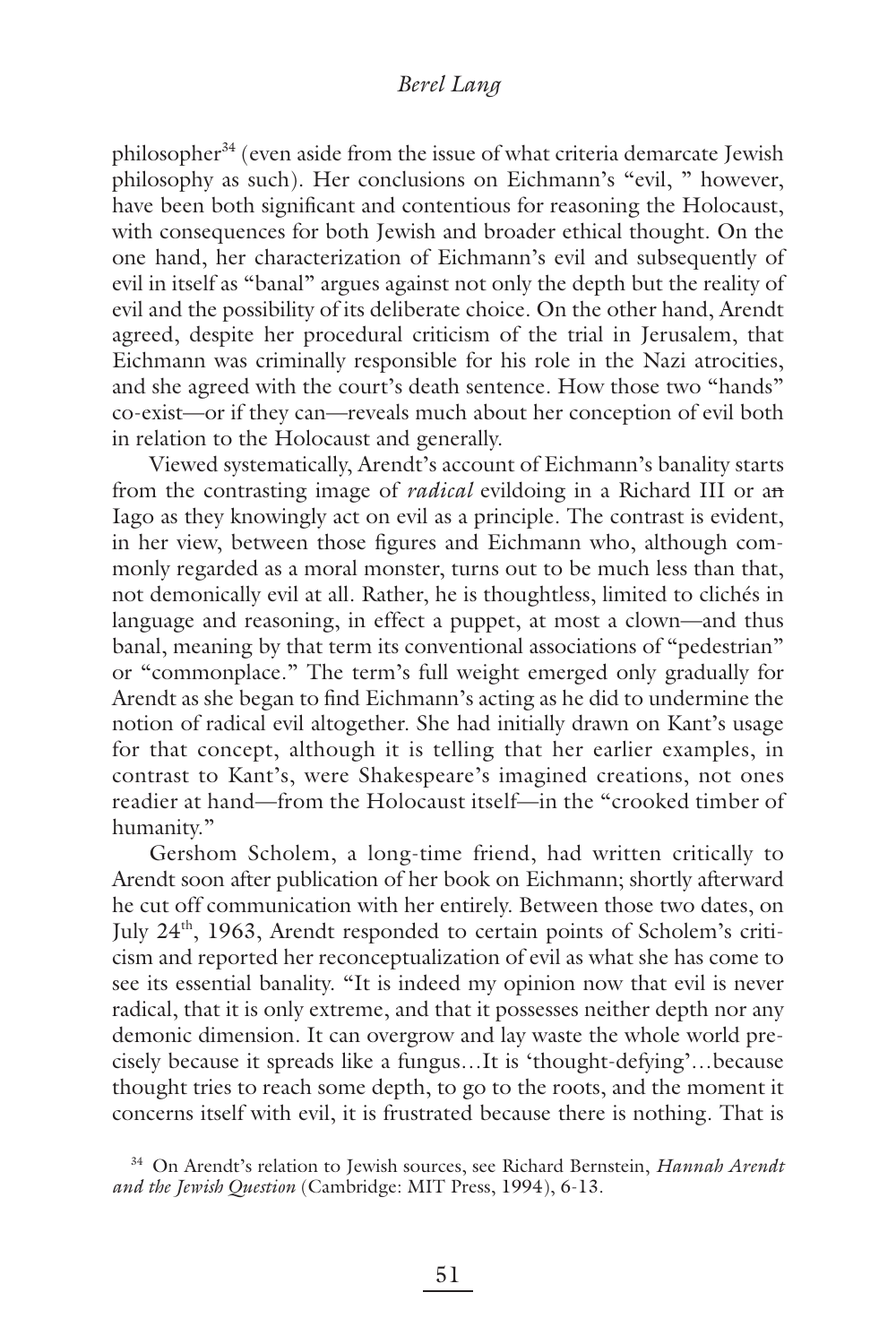philosopher[34] (even aside from the issue of what criteria demarcate Jewish philosophy as such). Her conclusions on Eichmann's "evil, " however, have been both significant and contentious for reasoning the Holocaust, with consequences for both Jewish and broader ethical thought. On the one hand, her characterization of Eichmann's evil and subsequently of evil in itself as "banal" argues against not only the depth but the reality of evil and the possibility of its deliberate choice. On the other hand, Arendt agreed, despite her procedural criticism of the trial in Jerusalem, that Eichmann was criminally responsible for his role in the Nazi atrocities, and she agreed with the court's death sentence. How those two "hands" co-exist—or if they can—reveals much about her conception of evil both in relation to the Holocaust and generally.

Viewed systematically, Arendt's account of Eichmann's banality starts from the contrasting image of *radical* evildoing in a Richard III or an Iago as they knowingly act on evil as a principle. The contrast is evident, in her view, between those figures and Eichmann who, although commonly regarded as a moral monster, turns out to be much less than that, not demonically evil at all. Rather, he is thoughtless, limited to clichés in language and reasoning, in effect a puppet, at most a clown—and thus banal, meaning by that term its conventional associations of "pedestrian" or "commonplace." The term's full weight emerged only gradually for Arendt as she began to find Eichmann's acting as he did to undermine the notion of radical evil altogether. She had initially drawn on Kant's usage for that concept, although it is telling that her earlier examples, in contrast to Kant's, were Shakespeare's imagined creations, not ones readier at hand—from the Holocaust itself—in the "crooked timber of humanity."

Gershom Scholem, a long-time friend, had written critically to Arendt soon after publication of her book on Eichmann; shortly afterward he cut off communication with her entirely. Between those two dates, on July 24th, 1963, Arendt responded to certain points of Scholem's criticism and reported her reconceptualization of evil as what she has come to see its essential banality. "It is indeed my opinion now that evil is never radical, that it is only extreme, and that it possesses neither depth nor any demonic dimension. It can overgrow and lay waste the whole world precisely because it spreads like a fungus…It is 'thought-defying'…because thought tries to reach some depth, to go to the roots, and the moment it concerns itself with evil, it is frustrated because there is nothing. That is

[34] On Arendt's relation to Jewish sources, see Richard Bernstein, *Hannah Arendt and the Jewish Question* (Cambridge: MIT Press, 1994), 6-13.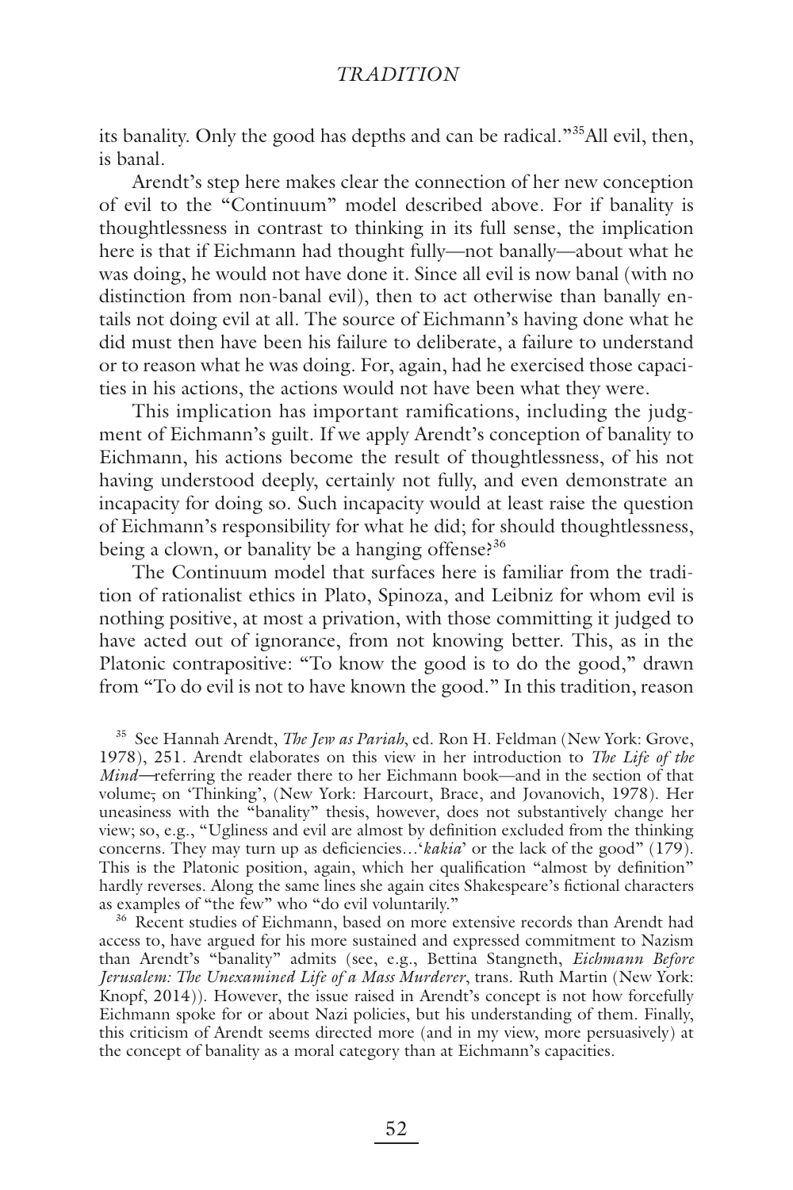its banality. Only the good has depths and can be radical."[35]All evil, then, is banal.

Arendt's step here makes clear the connection of her new conception of evil to the "Continuum" model described above. For if banality is thoughtlessness in contrast to thinking in its full sense, the implication here is that if Eichmann had thought fully—not banally—about what he was doing, he would not have done it. Since all evil is now banal (with no distinction from non-banal evil), then to act otherwise than banally entails not doing evil at all. The source of Eichmann's having done what he did must then have been his failure to deliberate, a failure to understand or to reason what he was doing. For, again, had he exercised those capacities in his actions, the actions would not have been what they were.

This implication has important ramifications, including the judgment of Eichmann's guilt. If we apply Arendt's conception of banality to Eichmann, his actions become the result of thoughtlessness, of his not having understood deeply, certainly not fully, and even demonstrate an incapacity for doing so. Such incapacity would at least raise the question of Eichmann's responsibility for what he did; for should thoughtlessness, being a clown, or banality be a hanging offense?[36]

The Continuum model that surfaces here is familiar from the tradition of rationalist ethics in Plato, Spinoza, and Leibniz for whom evil is nothing positive, at most a privation, with those committing it judged to have acted out of ignorance, from not knowing better. This, as in the Platonic contrapositive: "To know the good is to do the good," drawn from "To do evil is not to have known the good." In this tradition, reason

[35] See Hannah Arendt, *The Jew as Pariah*, ed. Ron H. Feldman (New York: Grove, 1978), 251. Arendt elaborates on this view in her introduction to *The Life of the Mind*—referring the reader there to her Eichmann book—and in the section of that volume, on 'Thinking', (New York: Harcourt, Brace, and Jovanovich, 1978). Her uneasiness with the "banality" thesis, however, does not substantively change her view; so, e.g., "Ugliness and evil are almost by definition excluded from the thinking concerns. They may turn up as deficiencies…'*kakia*' or the lack of the good" (179). This is the Platonic position, again, which her qualification "almost by definition" hardly reverses. Along the same lines she again cites Shakespeare's fictional characters as examples of "the few" who "do evil voluntarily."

[36] Recent studies of Eichmann, based on more extensive records than Arendt had access to, have argued for his more sustained and expressed commitment to Nazism than Arendt's "banality" admits (see, e.g., Bettina Stangneth, *Eichmann Before Jerusalem: The Unexamined Life of a Mass Murderer*, trans. Ruth Martin (New York: Knopf, 2014)). However, the issue raised in Arendt's concept is not how forcefully Eichmann spoke for or about Nazi policies, but his understanding of them. Finally, this criticism of Arendt seems directed more (and in my view, more persuasively) at the concept of banality as a moral category than at Eichmann's capacities.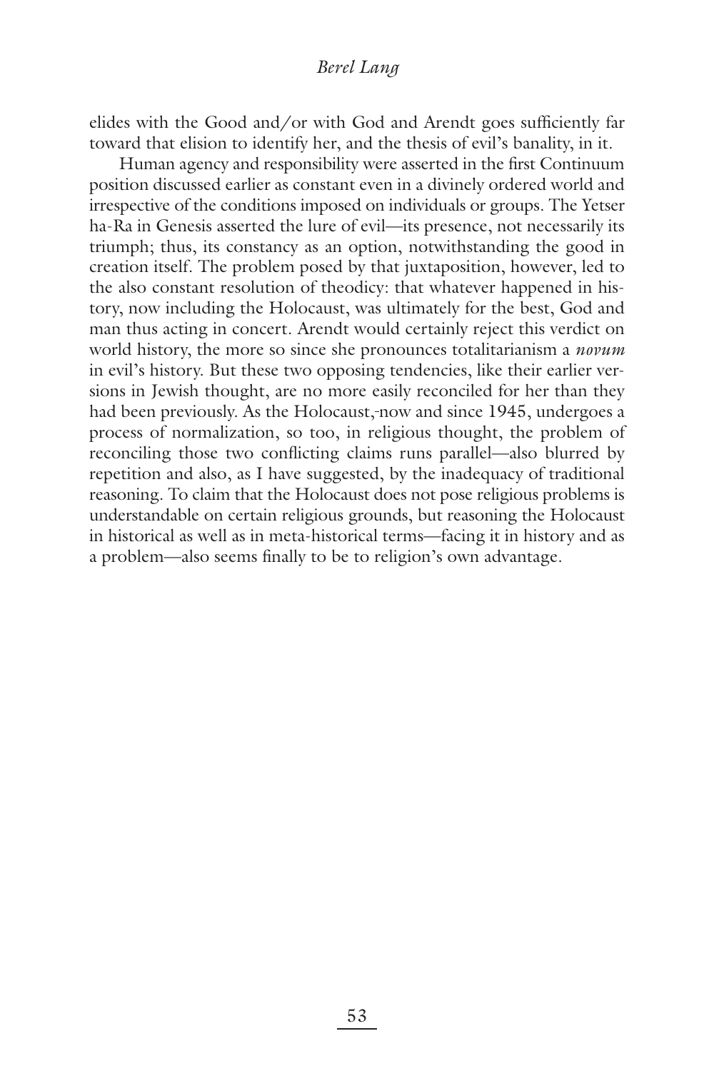elides with the Good and/or with God and Arendt goes sufficiently far toward that elision to identify her, and the thesis of evil's banality, in it.

Human agency and responsibility were asserted in the first Continuum position discussed earlier as constant even in a divinely ordered world and irrespective of the conditions imposed on individuals or groups. The Yetser ha-Ra in Genesis asserted the lure of evil—its presence, not necessarily its triumph; thus, its constancy as an option, notwithstanding the good in creation itself. The problem posed by that juxtaposition, however, led to the also constant resolution of theodicy: that whatever happened in history, now including the Holocaust, was ultimately for the best, God and man thus acting in concert. Arendt would certainly reject this verdict on world history, the more so since she pronounces totalitarianism a *novum* in evil's history. But these two opposing tendencies, like their earlier versions in Jewish thought, are no more easily reconciled for her than they had been previously. As the Holocaust,-now and since 1945, undergoes a process of normalization, so too, in religious thought, the problem of reconciling those two conflicting claims runs parallel—also blurred by repetition and also, as I have suggested, by the inadequacy of traditional reasoning. To claim that the Holocaust does not pose religious problems is understandable on certain religious grounds, but reasoning the Holocaust in historical as well as in meta-historical terms—facing it in history and as a problem—also seems finally to be to religion's own advantage.